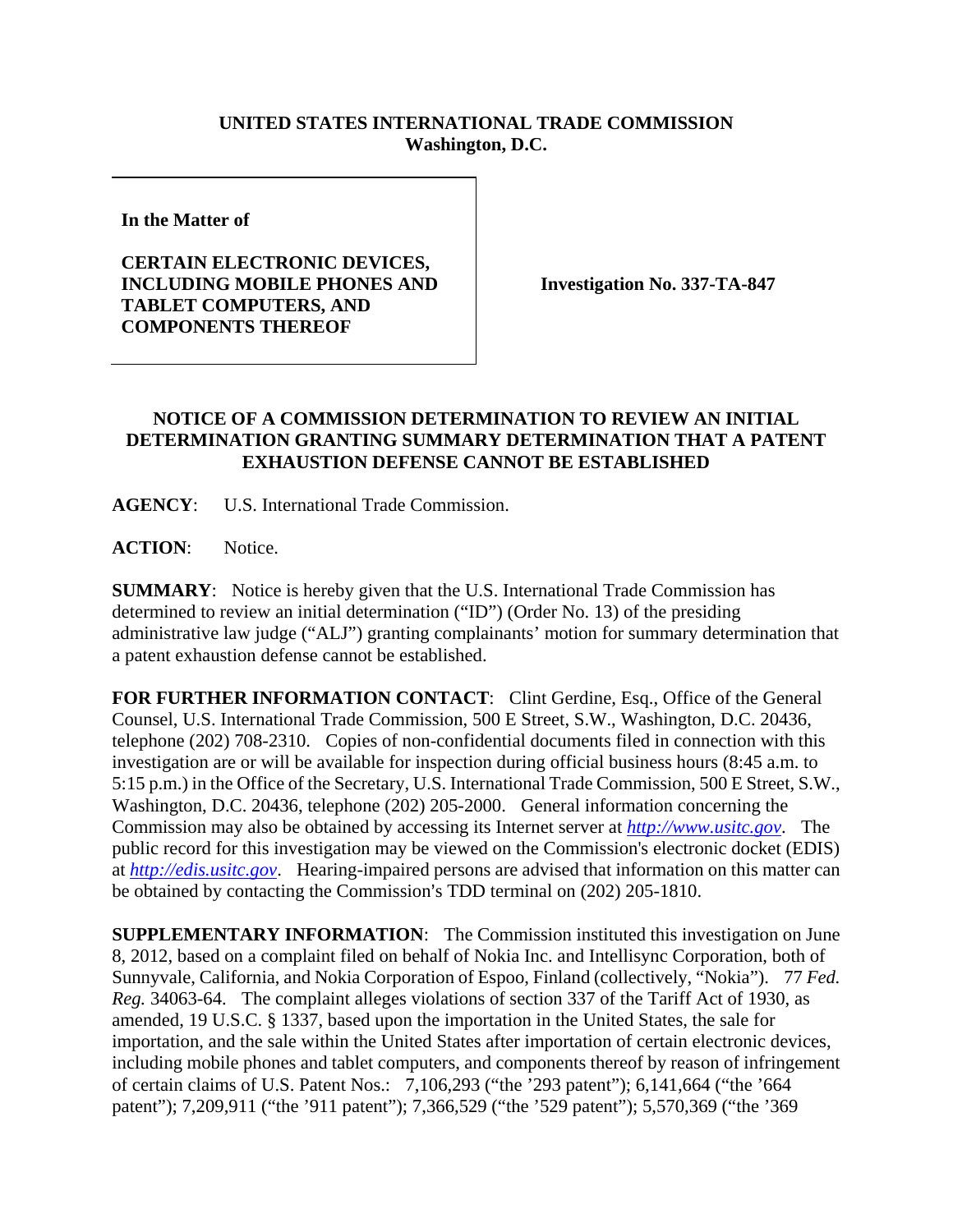**UNITED STATES INTERNATIONAL TRADE COMMISSION**
**Washington, D.C.**

**In the Matter of**

**CERTAIN ELECTRONIC DEVICES, INCLUDING MOBILE PHONES AND TABLET COMPUTERS, AND COMPONENTS THEREOF**

**Investigation No. 337-TA-847**

**NOTICE OF A COMMISSION DETERMINATION TO REVIEW AN INITIAL DETERMINATION GRANTING SUMMARY DETERMINATION THAT A PATENT EXHAUSTION DEFENSE CANNOT BE ESTABLISHED**

**AGENCY**: U.S. International Trade Commission.

**ACTION**: Notice.

**SUMMARY**: Notice is hereby given that the U.S. International Trade Commission has determined to review an initial determination ("ID") (Order No. 13) of the presiding administrative law judge ("ALJ") granting complainants' motion for summary determination that a patent exhaustion defense cannot be established.

**FOR FURTHER INFORMATION CONTACT**: Clint Gerdine, Esq., Office of the General Counsel, U.S. International Trade Commission, 500 E Street, S.W., Washington, D.C. 20436, telephone (202) 708-2310. Copies of non-confidential documents filed in connection with this investigation are or will be available for inspection during official business hours (8:45 a.m. to 5:15 p.m.) in the Office of the Secretary, U.S. International Trade Commission, 500 E Street, S.W., Washington, D.C. 20436, telephone (202) 205-2000. General information concerning the Commission may also be obtained by accessing its Internet server at *http://www.usitc.gov*. The public record for this investigation may be viewed on the Commission's electronic docket (EDIS) at *http://edis.usitc.gov*. Hearing-impaired persons are advised that information on this matter can be obtained by contacting the Commission's TDD terminal on (202) 205-1810.

**SUPPLEMENTARY INFORMATION**: The Commission instituted this investigation on June 8, 2012, based on a complaint filed on behalf of Nokia Inc. and Intellisync Corporation, both of Sunnyvale, California, and Nokia Corporation of Espoo, Finland (collectively, "Nokia"). 77 *Fed. Reg.* 34063-64. The complaint alleges violations of section 337 of the Tariff Act of 1930, as amended, 19 U.S.C. § 1337, based upon the importation in the United States, the sale for importation, and the sale within the United States after importation of certain electronic devices, including mobile phones and tablet computers, and components thereof by reason of infringement of certain claims of U.S. Patent Nos.: 7,106,293 ("the '293 patent"); 6,141,664 ("the '664 patent"); 7,209,911 ("the '911 patent"); 7,366,529 ("the '529 patent"); 5,570,369 ("the '369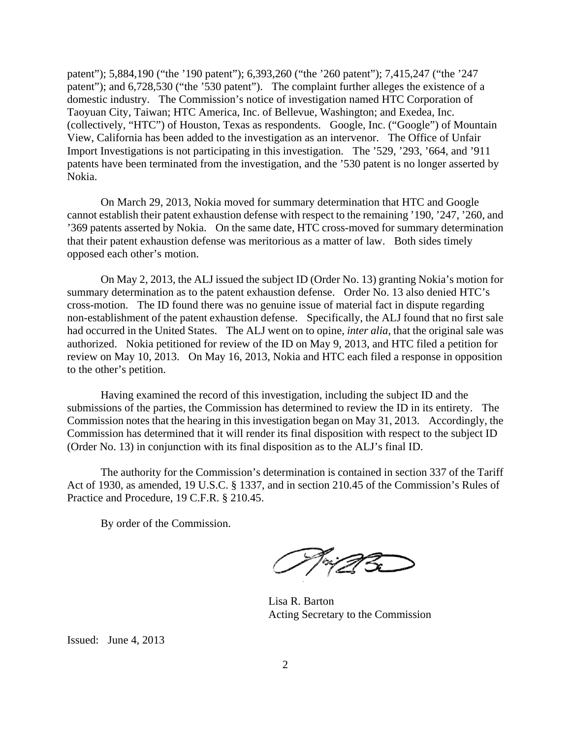patent"); 5,884,190 ("the '190 patent"); 6,393,260 ("the '260 patent"); 7,415,247 ("the '247 patent"); and 6,728,530 ("the '530 patent"). The complaint further alleges the existence of a domestic industry. The Commission's notice of investigation named HTC Corporation of Taoyuan City, Taiwan; HTC America, Inc. of Bellevue, Washington; and Exedea, Inc. (collectively, "HTC") of Houston, Texas as respondents. Google, Inc. ("Google") of Mountain View, California has been added to the investigation as an intervenor. The Office of Unfair Import Investigations is not participating in this investigation. The '529, '293, '664, and '911 patents have been terminated from the investigation, and the '530 patent is no longer asserted by Nokia.

On March 29, 2013, Nokia moved for summary determination that HTC and Google cannot establish their patent exhaustion defense with respect to the remaining '190, '247, '260, and '369 patents asserted by Nokia. On the same date, HTC cross-moved for summary determination that their patent exhaustion defense was meritorious as a matter of law. Both sides timely opposed each other's motion.

On May 2, 2013, the ALJ issued the subject ID (Order No. 13) granting Nokia's motion for summary determination as to the patent exhaustion defense. Order No. 13 also denied HTC's cross-motion. The ID found there was no genuine issue of material fact in dispute regarding non-establishment of the patent exhaustion defense. Specifically, the ALJ found that no first sale had occurred in the United States. The ALJ went on to opine, *inter alia*, that the original sale was authorized. Nokia petitioned for review of the ID on May 9, 2013, and HTC filed a petition for review on May 10, 2013. On May 16, 2013, Nokia and HTC each filed a response in opposition to the other's petition.

Having examined the record of this investigation, including the subject ID and the submissions of the parties, the Commission has determined to review the ID in its entirety. The Commission notes that the hearing in this investigation began on May 31, 2013. Accordingly, the Commission has determined that it will render its final disposition with respect to the subject ID (Order No. 13) in conjunction with its final disposition as to the ALJ's final ID.

The authority for the Commission's determination is contained in section 337 of the Tariff Act of 1930, as amended, 19 U.S.C. § 1337, and in section 210.45 of the Commission's Rules of Practice and Procedure, 19 C.F.R. § 210.45.

By order of the Commission.

Lisa R. Barton
Acting Secretary to the Commission

Issued: June 4, 2013